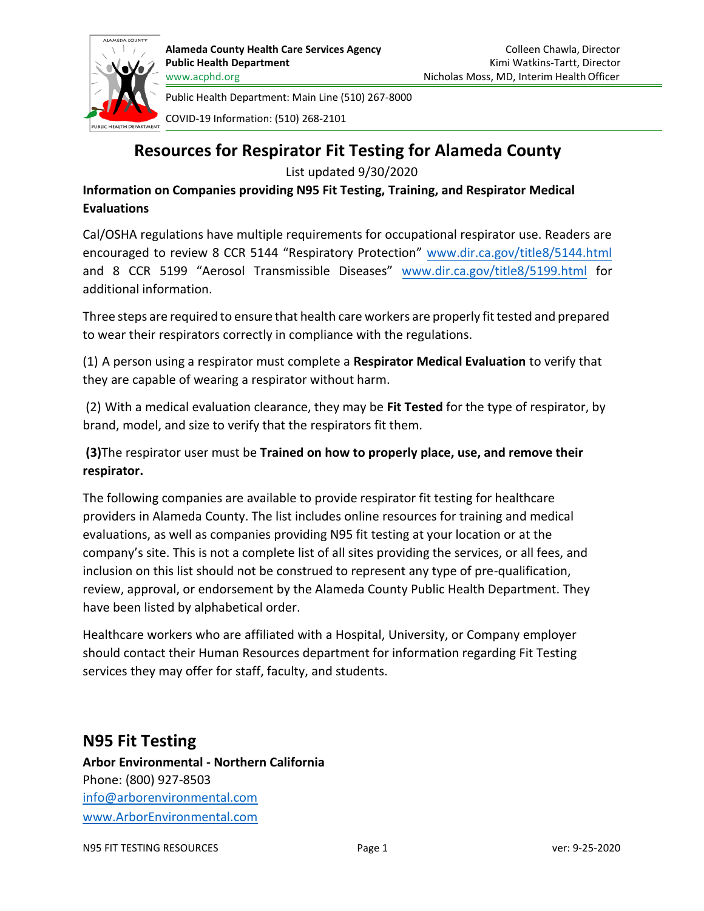**Alameda County Health Care Services Agency**
**Public Health Department**
www.acphd.org

Colleen Chawla, Director
Kimi Watkins-Tartt, Director
Nicholas Moss, MD, Interim Health Officer

Public Health Department: Main Line (510) 267-8000

COVID-19 Information: (510) 268-2101

# Resources for Respirator Fit Testing for Alameda County

List updated 9/30/2020

**Information on Companies providing N95 Fit Testing, Training, and Respirator Medical Evaluations**

Cal/OSHA regulations have multiple requirements for occupational respirator use. Readers are encouraged to review 8 CCR 5144 "Respiratory Protection" www.dir.ca.gov/title8/5144.html and 8 CCR 5199 "Aerosol Transmissible Diseases" www.dir.ca.gov/title8/5199.html for additional information.

Three steps are required to ensure that health care workers are properly fit tested and prepared to wear their respirators correctly in compliance with the regulations.

(1) A person using a respirator must complete a **Respirator Medical Evaluation** to verify that they are capable of wearing a respirator without harm.

(2) With a medical evaluation clearance, they may be **Fit Tested** for the type of respirator, by brand, model, and size to verify that the respirators fit them.

**(3)**The respirator user must be **Trained on how to properly place, use, and remove their respirator.**

The following companies are available to provide respirator fit testing for healthcare providers in Alameda County. The list includes online resources for training and medical evaluations, as well as companies providing N95 fit testing at your location or at the company's site. This is not a complete list of all sites providing the services, or all fees, and inclusion on this list should not be construed to represent any type of pre-qualification, review, approval, or endorsement by the Alameda County Public Health Department. They have been listed by alphabetical order.

Healthcare workers who are affiliated with a Hospital, University, or Company employer should contact their Human Resources department for information regarding Fit Testing services they may offer for staff, faculty, and students.

## N95 Fit Testing

**Arbor Environmental - Northern California**
Phone: (800) 927-8503
info@arborenvironmental.com
www.ArborEnvironmental.com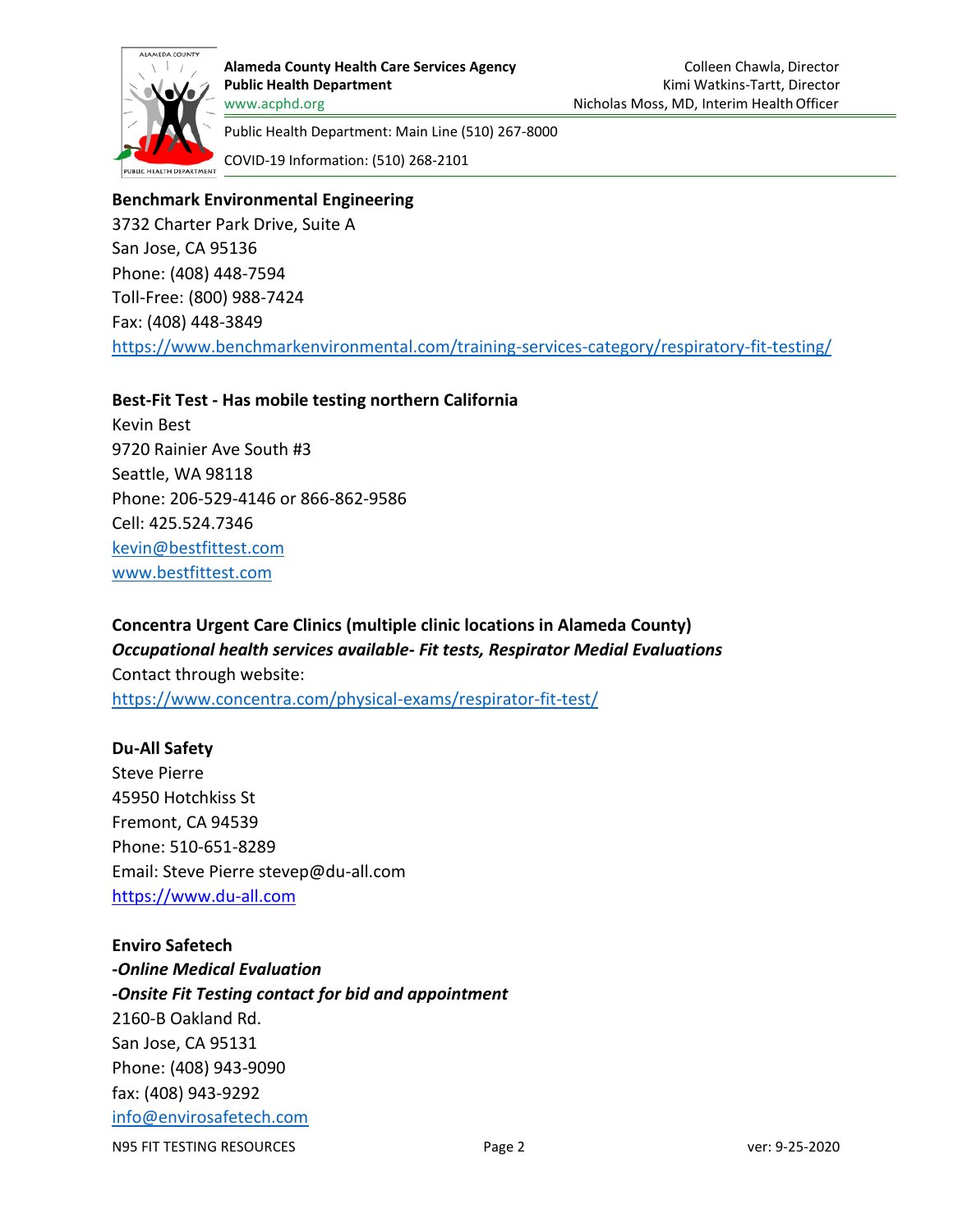**Benchmark Environmental Engineering**
3732 Charter Park Drive, Suite A
San Jose, CA 95136
Phone: (408) 448-7594
Toll-Free: (800) 988-7424
Fax: (408) 448-3849
https://www.benchmarkenvironmental.com/training-services-category/respiratory-fit-testing/

**Best-Fit Test - Has mobile testing northern California**
Kevin Best
9720 Rainier Ave South #3
Seattle, WA 98118
Phone: 206-529-4146 or 866-862-9586
Cell: 425.524.7346
kevin@bestfittest.com
www.bestfittest.com

**Concentra Urgent Care Clinics (multiple clinic locations in Alameda County)**
***Occupational health services available- Fit tests, Respirator Medial Evaluations***
Contact through website:
https://www.concentra.com/physical-exams/respirator-fit-test/

**Du-All Safety**
Steve Pierre
45950 Hotchkiss St
Fremont, CA 94539
Phone: 510-651-8289
Email: Steve Pierre stevep@du-all.com
https://www.du-all.com

**Enviro Safetech**
***-Online Medical Evaluation***
***-Onsite Fit Testing contact for bid and appointment***
2160-B Oakland Rd.
San Jose, CA 95131
Phone: (408) 943-9090
fax: (408) 943-9292
info@envirosafetech.com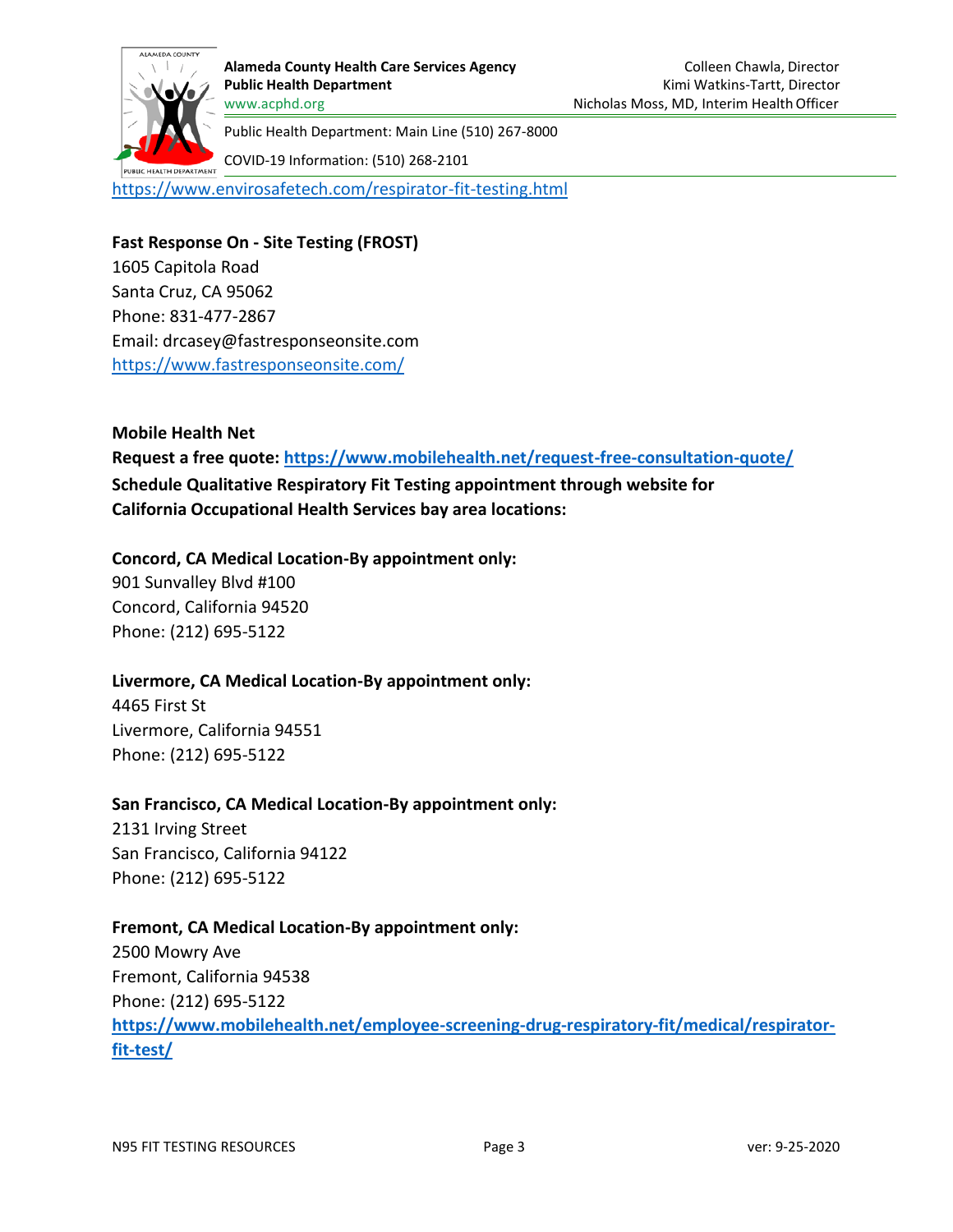https://www.envirosafetech.com/respirator-fit-testing.html

**Fast Response On - Site Testing (FROST)**
1605 Capitola Road
Santa Cruz, CA 95062
Phone: 831-477-2867
Email: drcasey@fastresponseonsite.com
https://www.fastresponseonsite.com/

**Mobile Health Net**
**Request a free quote: https://www.mobilehealth.net/request-free-consultation-quote/**
**Schedule Qualitative Respiratory Fit Testing appointment through website for California Occupational Health Services bay area locations:**

**Concord, CA Medical Location-By appointment only:**
901 Sunvalley Blvd #100
Concord, California 94520
Phone: (212) 695-5122

**Livermore, CA Medical Location-By appointment only:**
4465 First St
Livermore, California 94551
Phone: (212) 695-5122

**San Francisco, CA Medical Location-By appointment only:**
2131 Irving Street
San Francisco, California 94122
Phone: (212) 695-5122

**Fremont, CA Medical Location-By appointment only:**
2500 Mowry Ave
Fremont, California 94538
Phone: (212) 695-5122
**https://www.mobilehealth.net/employee-screening-drug-respiratory-fit/medical/respirator-fit-test/**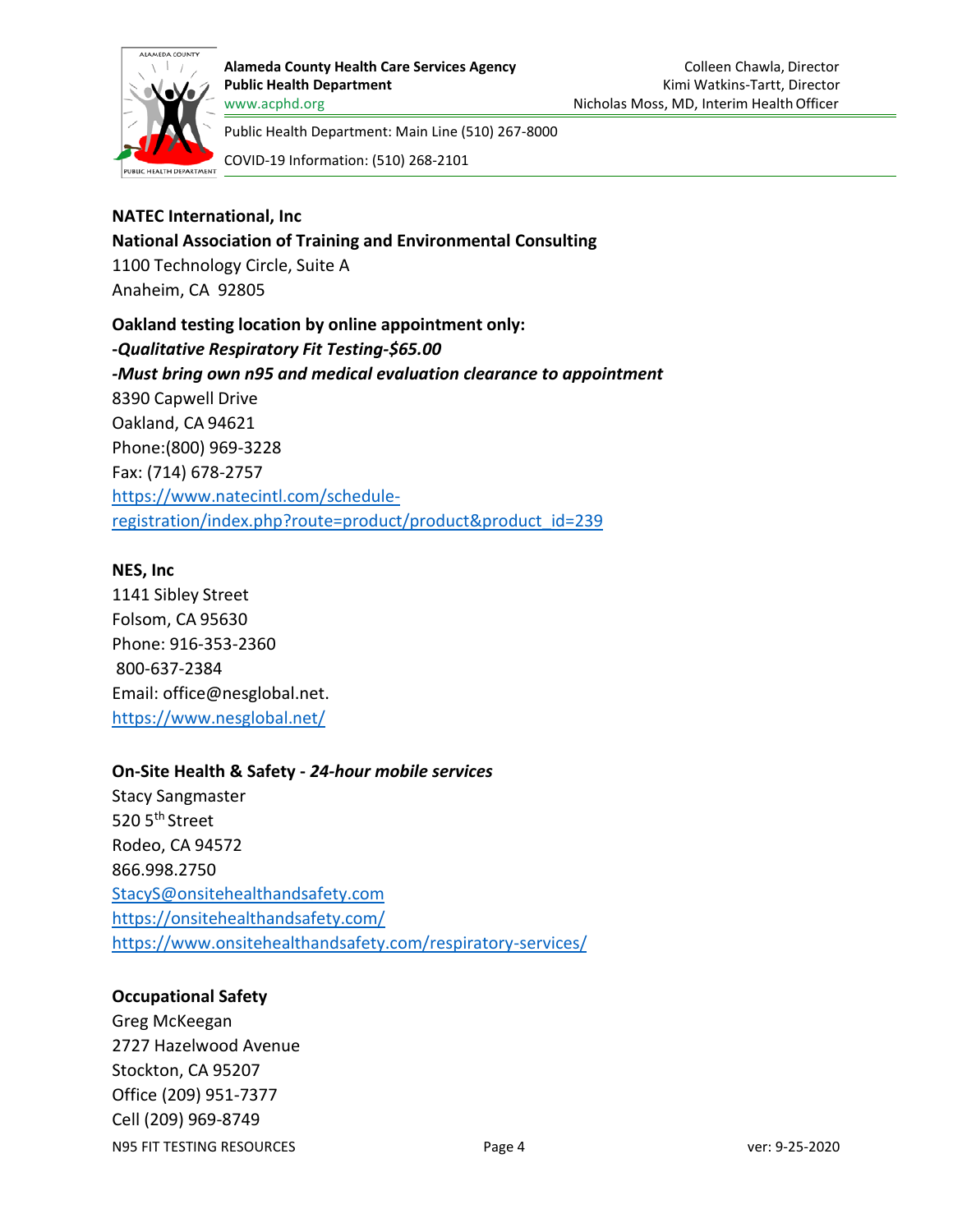**NATEC International, Inc**
**National Association of Training and Environmental Consulting**
1100 Technology Circle, Suite A
Anaheim, CA 92805

**Oakland testing location by online appointment only:**
***-Qualitative Respiratory Fit Testing-$65.00***
***-Must bring own n95 and medical evaluation clearance to appointment***
8390 Capwell Drive
Oakland, CA 94621
Phone:(800) 969-3228
Fax: (714) 678-2757
https://www.natecintl.com/schedule-registration/index.php?route=product/product&product_id=239

**NES, Inc**
1141 Sibley Street
Folsom, CA 95630
Phone: 916-353-2360
800-637-2384
Email: office@nesglobal.net.
https://www.nesglobal.net/

**On-Site Health & Safety - *24-hour mobile services***
Stacy Sangmaster
520 5th Street
Rodeo, CA 94572
866.998.2750
StacyS@onsitehealthandsafety.com
https://onsitehealthandsafety.com/
https://www.onsitehealthandsafety.com/respiratory-services/

**Occupational Safety**
Greg McKeegan
2727 Hazelwood Avenue
Stockton, CA 95207
Office (209) 951-7377
Cell (209) 969-8749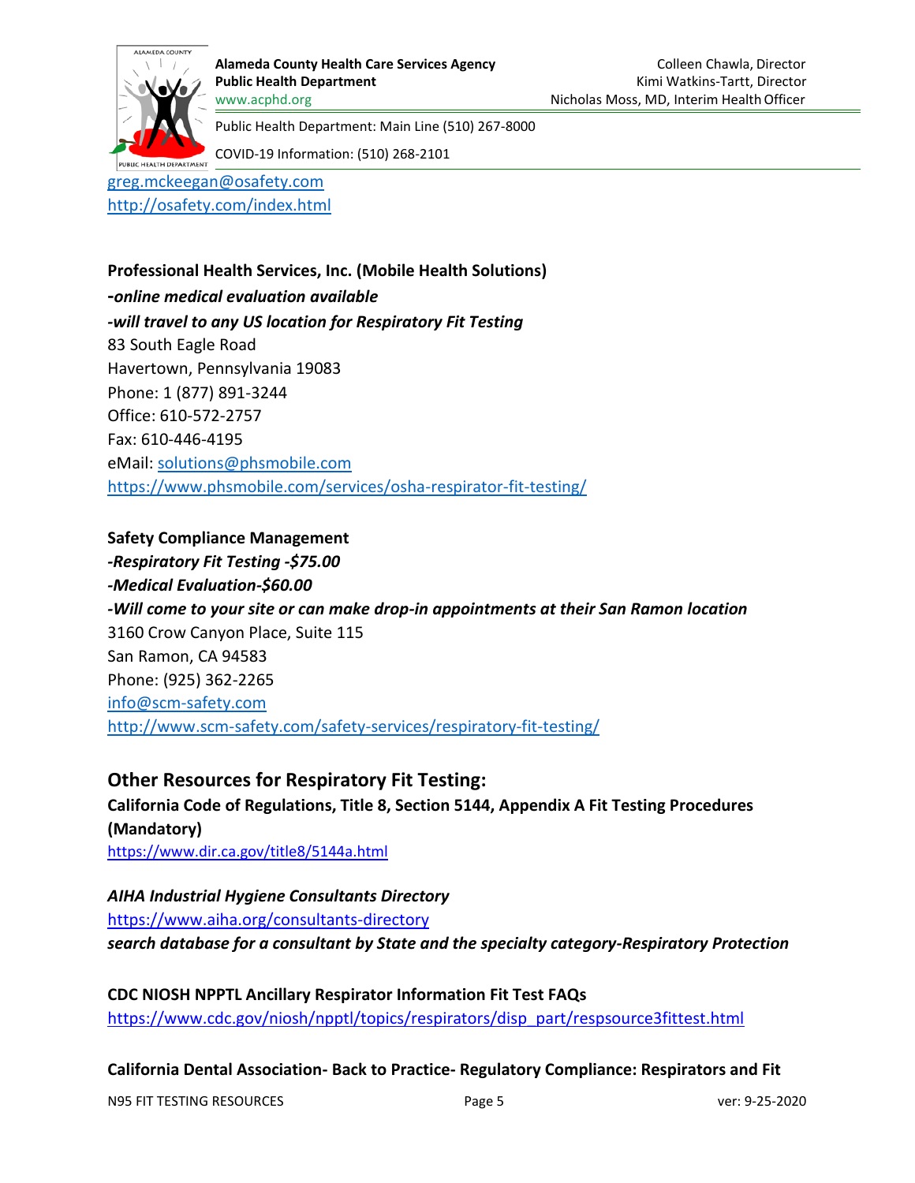[greg.mckeegan@osafety.com](mailto:greg.mckeegan@osafety.com)
[http://osafety.com/index.html](http://osafety.com/index.html)

**Professional Health Services, Inc. (Mobile Health Solutions)**
***-online medical evaluation available***
***-will travel to any US location for Respiratory Fit Testing***
83 South Eagle Road
Havertown, Pennsylvania 19083
Phone: 1 (877) 891-3244
Office: 610-572-2757
Fax: 610-446-4195
eMail: [solutions@phsmobile.com](mailto:solutions@phsmobile.com)
[https://www.phsmobile.com/services/osha-respirator-fit-testing/](https://www.phsmobile.com/services/osha-respirator-fit-testing/)

**Safety Compliance Management**
***-Respiratory Fit Testing -$75.00***
***-Medical Evaluation-$60.00***
***-Will come to your site or can make drop-in appointments at their San Ramon location***
3160 Crow Canyon Place, Suite 115
San Ramon, CA 94583
Phone: (925) 362-2265
[info@scm-safety.com](mailto:info@scm-safety.com)
[http://www.scm-safety.com/safety-services/respiratory-fit-testing/](http://www.scm-safety.com/safety-services/respiratory-fit-testing/)

## Other Resources for Respiratory Fit Testing:

**California Code of Regulations, Title 8, Section 5144, Appendix A Fit Testing Procedures (Mandatory)**
[https://www.dir.ca.gov/title8/5144a.html](https://www.dir.ca.gov/title8/5144a.html)

***AIHA Industrial Hygiene Consultants Directory***
[https://www.aiha.org/consultants-directory](https://www.aiha.org/consultants-directory)
***search database for a consultant by State and the specialty category-Respiratory Protection***

**CDC NIOSH NPPTL Ancillary Respirator Information Fit Test FAQs**
[https://www.cdc.gov/niosh/npptl/topics/respirators/disp_part/respsource3fittest.html](https://www.cdc.gov/niosh/npptl/topics/respirators/disp_part/respsource3fittest.html)

**California Dental Association- Back to Practice- Regulatory Compliance: Respirators and Fit**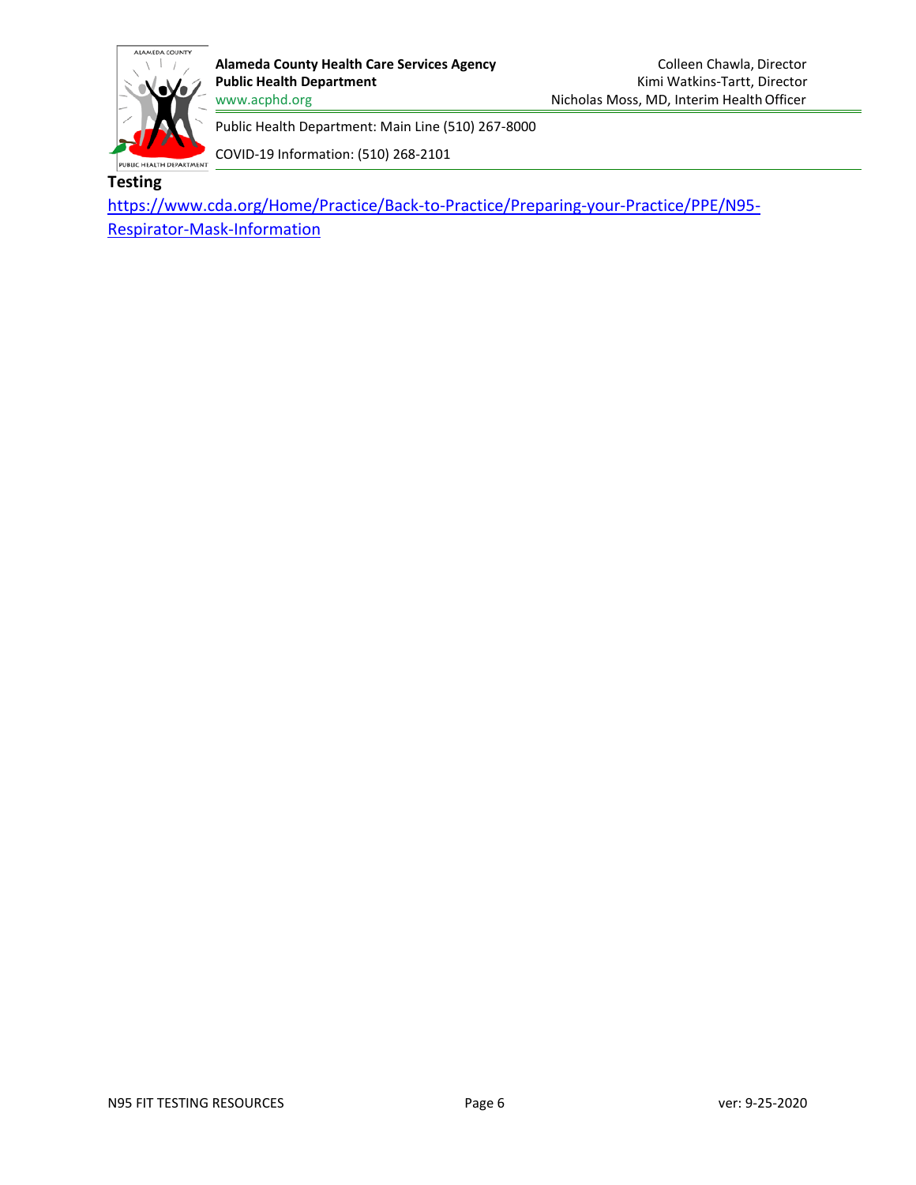**Testing**

https://www.cda.org/Home/Practice/Back-to-Practice/Preparing-your-Practice/PPE/N95-Respirator-Mask-Information